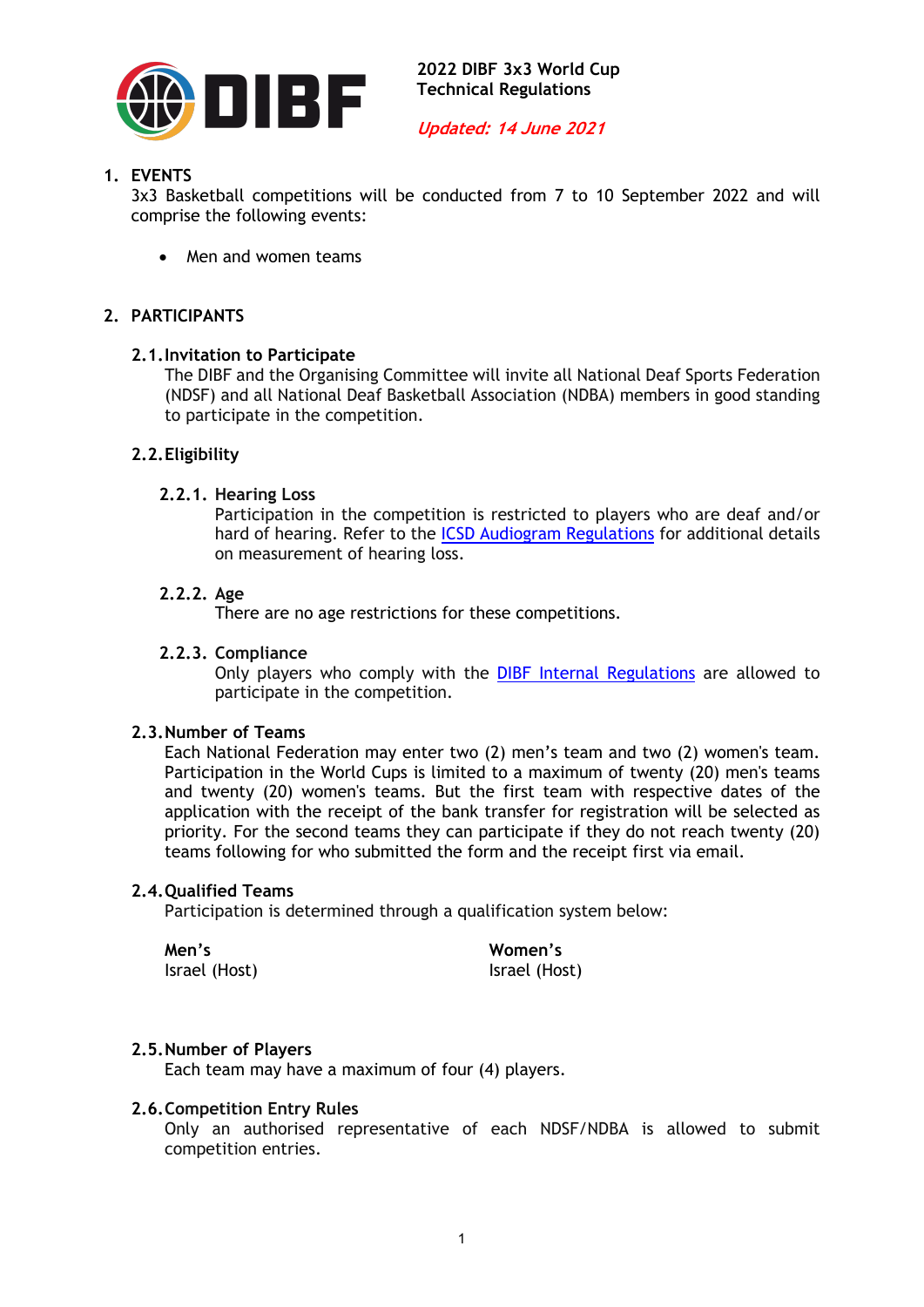**2022 DIBF 3x3 World Cup**
**Technical Regulations**

*Updated: 14 June 2021*

## 1. EVENTS

3x3 Basketball competitions will be conducted from 7 to 10 September 2022 and will comprise the following events:

- Men and women teams

## 2. PARTICIPANTS

### 2.1. Invitation to Participate

The DIBF and the Organising Committee will invite all National Deaf Sports Federation (NDSF) and all National Deaf Basketball Association (NDBA) members in good standing to participate in the competition.

### 2.2. Eligibility

#### 2.2.1. Hearing Loss

Participation in the competition is restricted to players who are deaf and/or hard of hearing. Refer to the ICSD Audiogram Regulations for additional details on measurement of hearing loss.

#### 2.2.2. Age

There are no age restrictions for these competitions.

#### 2.2.3. Compliance

Only players who comply with the DIBF Internal Regulations are allowed to participate in the competition.

### 2.3. Number of Teams

Each National Federation may enter two (2) men's team and two (2) women's team. Participation in the World Cups is limited to a maximum of twenty (20) men's teams and twenty (20) women's teams. But the first team with respective dates of the application with the receipt of the bank transfer for registration will be selected as priority. For the second teams they can participate if they do not reach twenty (20) teams following for who submitted the form and the receipt first via email.

### 2.4. Qualified Teams

Participation is determined through a qualification system below:

| Men's | Women's |
|---|---|
| Israel (Host) | Israel (Host) |

### 2.5. Number of Players

Each team may have a maximum of four (4) players.

### 2.6. Competition Entry Rules

Only an authorised representative of each NDSF/NDBA is allowed to submit competition entries.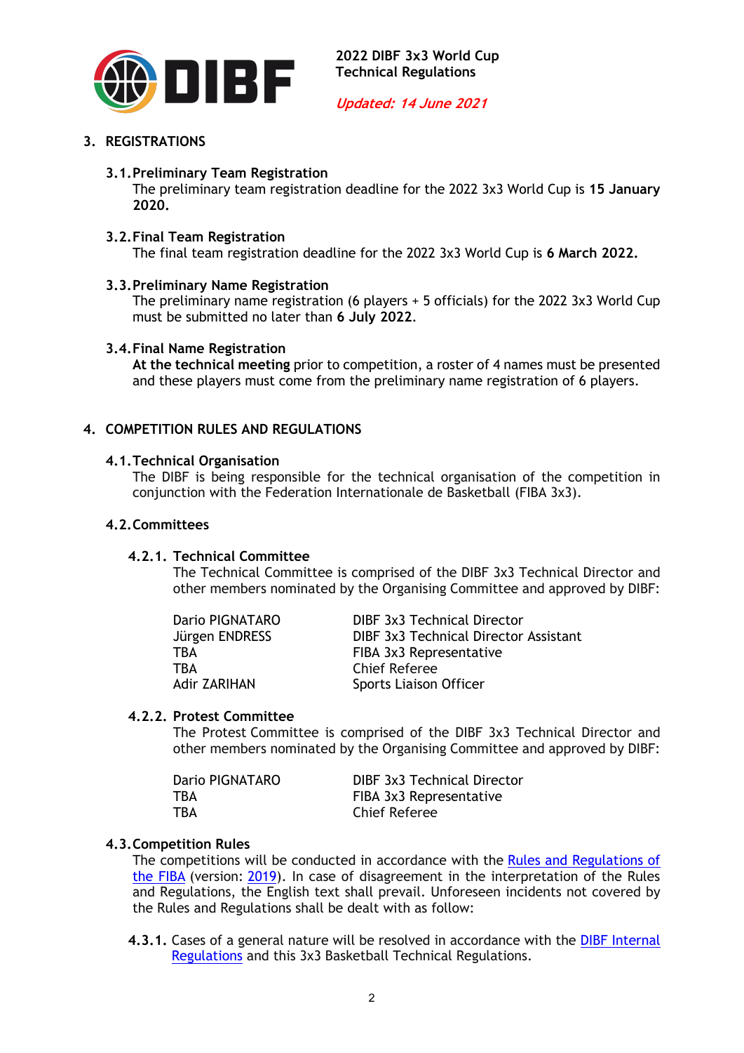## 3. REGISTRATIONS

### 3.1. Preliminary Team Registration

The preliminary team registration deadline for the 2022 3x3 World Cup is **15 January 2020.**

### 3.2. Final Team Registration

The final team registration deadline for the 2022 3x3 World Cup is **6 March 2022.**

### 3.3. Preliminary Name Registration

The preliminary name registration (6 players + 5 officials) for the 2022 3x3 World Cup must be submitted no later than **6 July 2022**.

### 3.4. Final Name Registration

**At the technical meeting** prior to competition, a roster of 4 names must be presented and these players must come from the preliminary name registration of 6 players.

## 4. COMPETITION RULES AND REGULATIONS

### 4.1. Technical Organisation

The DIBF is being responsible for the technical organisation of the competition in conjunction with the Federation Internationale de Basketball (FIBA 3x3).

### 4.2. Committees

#### 4.2.1. Technical Committee

The Technical Committee is comprised of the DIBF 3x3 Technical Director and other members nominated by the Organising Committee and approved by DIBF:

| | |
|---|---|
| Dario PIGNATARO | DIBF 3x3 Technical Director |
| Jürgen ENDRESS | DIBF 3x3 Technical Director Assistant |
| TBA | FIBA 3x3 Representative |
| TBA | Chief Referee |
| Adir ZARIHAN | Sports Liaison Officer |

#### 4.2.2. Protest Committee

The Protest Committee is comprised of the DIBF 3x3 Technical Director and other members nominated by the Organising Committee and approved by DIBF:

| | |
|---|---|
| Dario PIGNATARO | DIBF 3x3 Technical Director |
| TBA | FIBA 3x3 Representative |
| TBA | Chief Referee |

### 4.3. Competition Rules

The competitions will be conducted in accordance with the Rules and Regulations of the FIBA (version: 2019). In case of disagreement in the interpretation of the Rules and Regulations, the English text shall prevail. Unforeseen incidents not covered by the Rules and Regulations shall be dealt with as follow:

**4.3.1.** Cases of a general nature will be resolved in accordance with the DIBF Internal Regulations and this 3x3 Basketball Technical Regulations.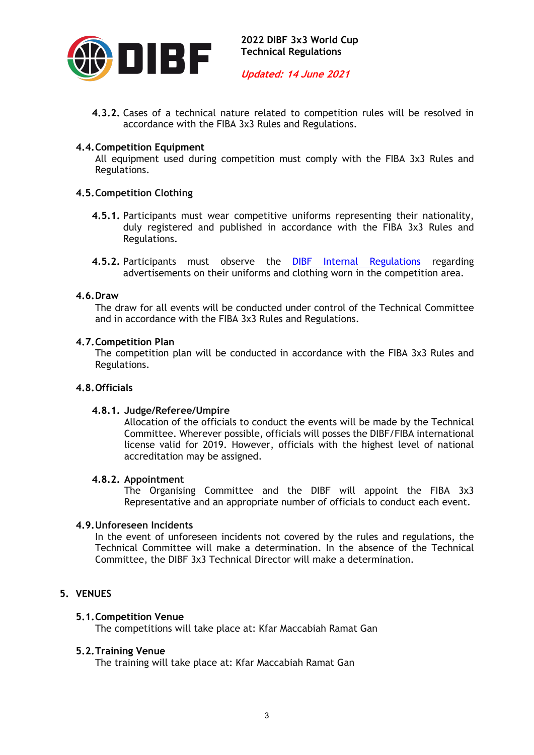**4.3.2.** Cases of a technical nature related to competition rules will be resolved in accordance with the FIBA 3x3 Rules and Regulations.

### 4.4. Competition Equipment

All equipment used during competition must comply with the FIBA 3x3 Rules and Regulations.

### 4.5. Competition Clothing

**4.5.1.** Participants must wear competitive uniforms representing their nationality, duly registered and published in accordance with the FIBA 3x3 Rules and Regulations.

**4.5.2.** Participants must observe the [DIBF Internal Regulations]() regarding advertisements on their uniforms and clothing worn in the competition area.

### 4.6. Draw

The draw for all events will be conducted under control of the Technical Committee and in accordance with the FIBA 3x3 Rules and Regulations.

### 4.7. Competition Plan

The competition plan will be conducted in accordance with the FIBA 3x3 Rules and Regulations.

### 4.8. Officials

#### 4.8.1. Judge/Referee/Umpire

Allocation of the officials to conduct the events will be made by the Technical Committee. Wherever possible, officials will posses the DIBF/FIBA international license valid for 2019. However, officials with the highest level of national accreditation may be assigned.

#### 4.8.2. Appointment

The Organising Committee and the DIBF will appoint the FIBA 3x3 Representative and an appropriate number of officials to conduct each event.

### 4.9. Unforeseen Incidents

In the event of unforeseen incidents not covered by the rules and regulations, the Technical Committee will make a determination. In the absence of the Technical Committee, the DIBF 3x3 Technical Director will make a determination.

## 5. VENUES

### 5.1. Competition Venue

The competitions will take place at: Kfar Maccabiah Ramat Gan

### 5.2. Training Venue

The training will take place at: Kfar Maccabiah Ramat Gan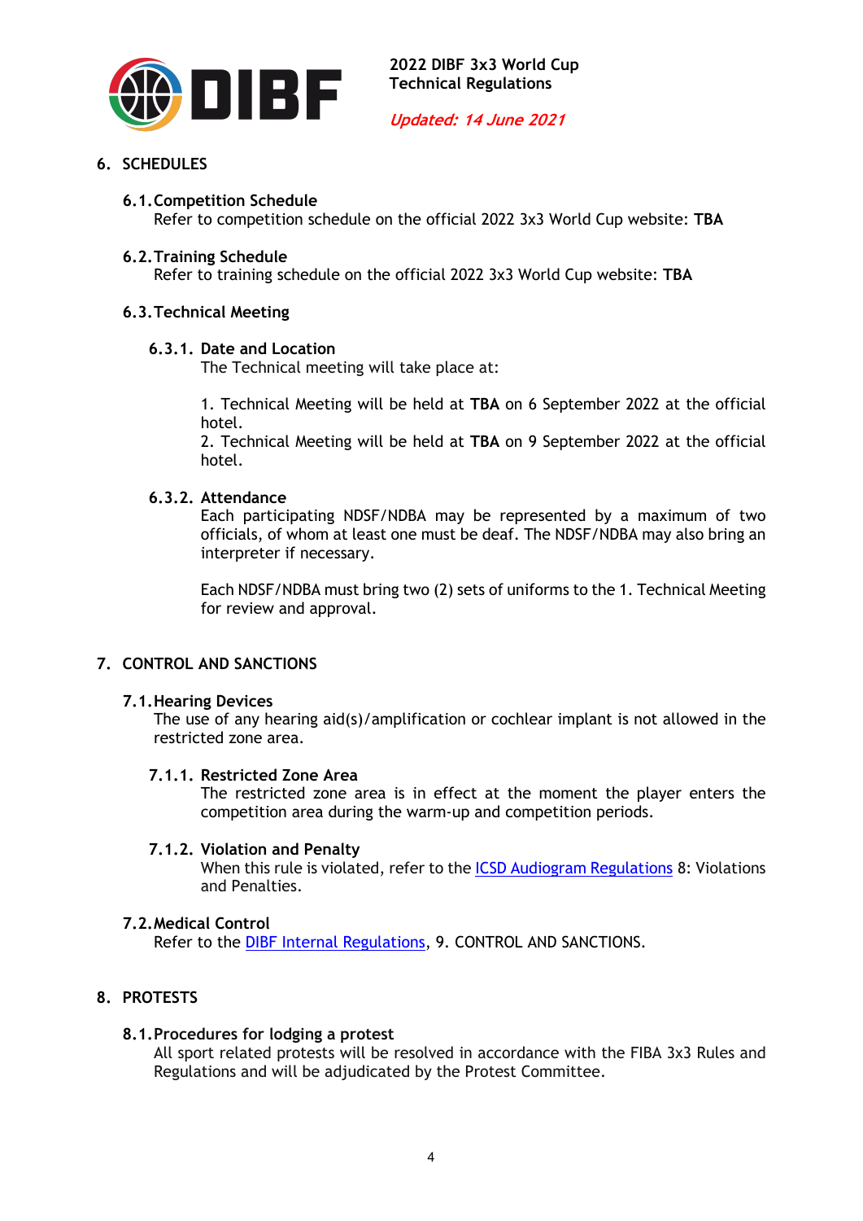## 6. SCHEDULES

### 6.1. Competition Schedule

Refer to competition schedule on the official 2022 3x3 World Cup website: **TBA**

### 6.2. Training Schedule

Refer to training schedule on the official 2022 3x3 World Cup website: **TBA**

### 6.3. Technical Meeting

#### 6.3.1. Date and Location

The Technical meeting will take place at:

1. Technical Meeting will be held at **TBA** on 6 September 2022 at the official hotel.
2. Technical Meeting will be held at **TBA** on 9 September 2022 at the official hotel.

#### 6.3.2. Attendance

Each participating NDSF/NDBA may be represented by a maximum of two officials, of whom at least one must be deaf. The NDSF/NDBA may also bring an interpreter if necessary.

Each NDSF/NDBA must bring two (2) sets of uniforms to the 1. Technical Meeting for review and approval.

## 7. CONTROL AND SANCTIONS

### 7.1. Hearing Devices

The use of any hearing aid(s)/amplification or cochlear implant is not allowed in the restricted zone area.

#### 7.1.1. Restricted Zone Area

The restricted zone area is in effect at the moment the player enters the competition area during the warm-up and competition periods.

#### 7.1.2. Violation and Penalty

When this rule is violated, refer to the ICSD Audiogram Regulations 8: Violations and Penalties.

### 7.2. Medical Control

Refer to the DIBF Internal Regulations, 9. CONTROL AND SANCTIONS.

## 8. PROTESTS

### 8.1. Procedures for lodging a protest

All sport related protests will be resolved in accordance with the FIBA 3x3 Rules and Regulations and will be adjudicated by the Protest Committee.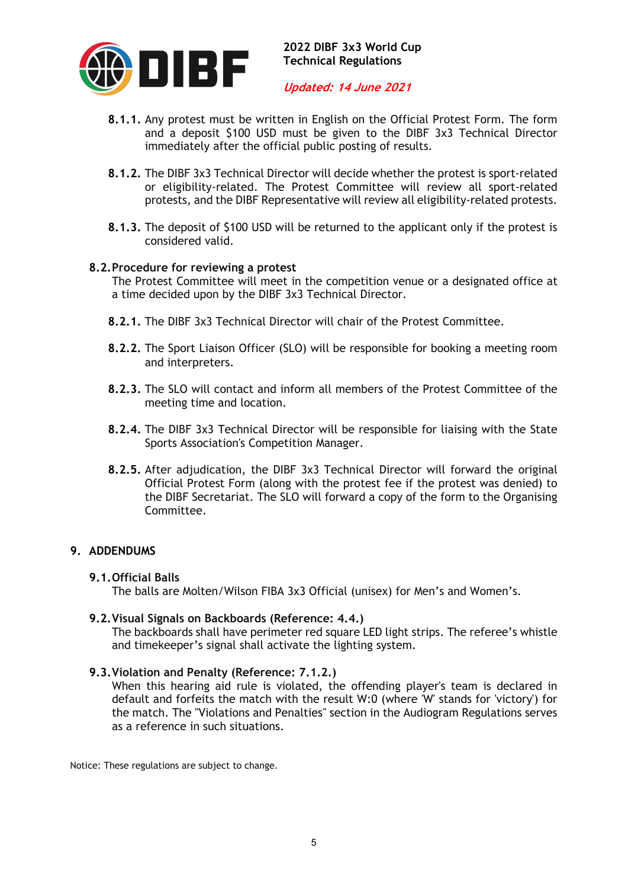**8.1.1.** Any protest must be written in English on the Official Protest Form. The form and a deposit $100 USD must be given to the DIBF 3x3 Technical Director immediately after the official public posting of results.

**8.1.2.** The DIBF 3x3 Technical Director will decide whether the protest is sport-related or eligibility-related. The Protest Committee will review all sport-related protests, and the DIBF Representative will review all eligibility-related protests.

**8.1.3.** The deposit of $100 USD will be returned to the applicant only if the protest is considered valid.

### 8.2. Procedure for reviewing a protest

The Protest Committee will meet in the competition venue or a designated office at a time decided upon by the DIBF 3x3 Technical Director.

**8.2.1.** The DIBF 3x3 Technical Director will chair of the Protest Committee.

**8.2.2.** The Sport Liaison Officer (SLO) will be responsible for booking a meeting room and interpreters.

**8.2.3.** The SLO will contact and inform all members of the Protest Committee of the meeting time and location.

**8.2.4.** The DIBF 3x3 Technical Director will be responsible for liaising with the State Sports Association's Competition Manager.

**8.2.5.** After adjudication, the DIBF 3x3 Technical Director will forward the original Official Protest Form (along with the protest fee if the protest was denied) to the DIBF Secretariat. The SLO will forward a copy of the form to the Organising Committee.

## 9. ADDENDUMS

### 9.1. Official Balls

The balls are Molten/Wilson FIBA 3x3 Official (unisex) for Men's and Women's.

### 9.2. Visual Signals on Backboards (Reference: 4.4.)

The backboards shall have perimeter red square LED light strips. The referee's whistle and timekeeper's signal shall activate the lighting system.

### 9.3. Violation and Penalty (Reference: 7.1.2.)

When this hearing aid rule is violated, the offending player's team is declared in default and forfeits the match with the result W:0 (where 'W' stands for 'victory') for the match. The "Violations and Penalties" section in the Audiogram Regulations serves as a reference in such situations.

Notice: These regulations are subject to change.